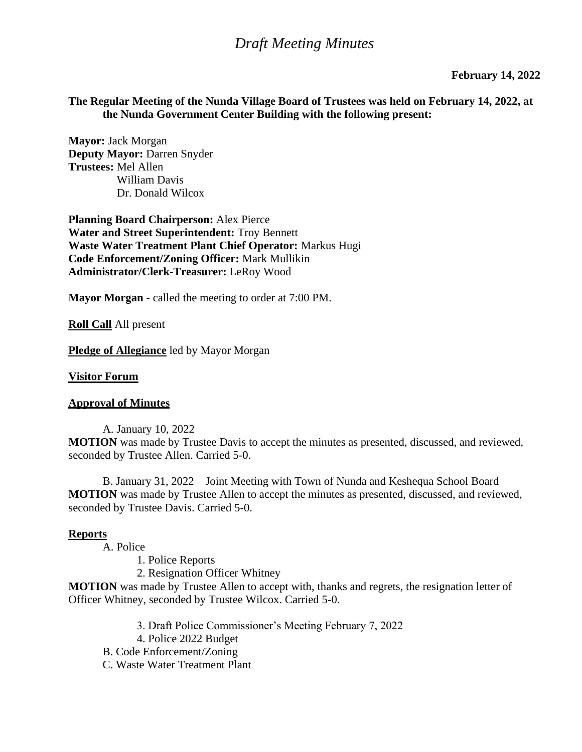# *Draft Meeting Minutes*

**February 14, 2022**

**The Regular Meeting of the Nunda Village Board of Trustees was held on February 14, 2022, at the Nunda Government Center Building with the following present:**

**Mayor:** Jack Morgan
**Deputy Mayor:** Darren Snyder
**Trustees:** Mel Allen
William Davis
Dr. Donald Wilcox

**Planning Board Chairperson:** Alex Pierce
**Water and Street Superintendent:** Troy Bennett
**Waste Water Treatment Plant Chief Operator:** Markus Hugi
**Code Enforcement/Zoning Officer:** Mark Mullikin
**Administrator/Clerk-Treasurer:** LeRoy Wood

**Mayor Morgan -** called the meeting to order at 7:00 PM.

**Roll Call** All present

**Pledge of Allegiance** led by Mayor Morgan

**Visitor Forum**

**Approval of Minutes**

A. January 10, 2022

**MOTION** was made by Trustee Davis to accept the minutes as presented, discussed, and reviewed, seconded by Trustee Allen. Carried 5-0.

B. January 31, 2022 – Joint Meeting with Town of Nunda and Keshequa School Board

**MOTION** was made by Trustee Allen to accept the minutes as presented, discussed, and reviewed, seconded by Trustee Davis. Carried 5-0.

**Reports**

A. Police

1. Police Reports
2. Resignation Officer Whitney

**MOTION** was made by Trustee Allen to accept with, thanks and regrets, the resignation letter of Officer Whitney, seconded by Trustee Wilcox. Carried 5-0.

3. Draft Police Commissioner's Meeting February 7, 2022
4. Police 2022 Budget

B. Code Enforcement/Zoning

C. Waste Water Treatment Plant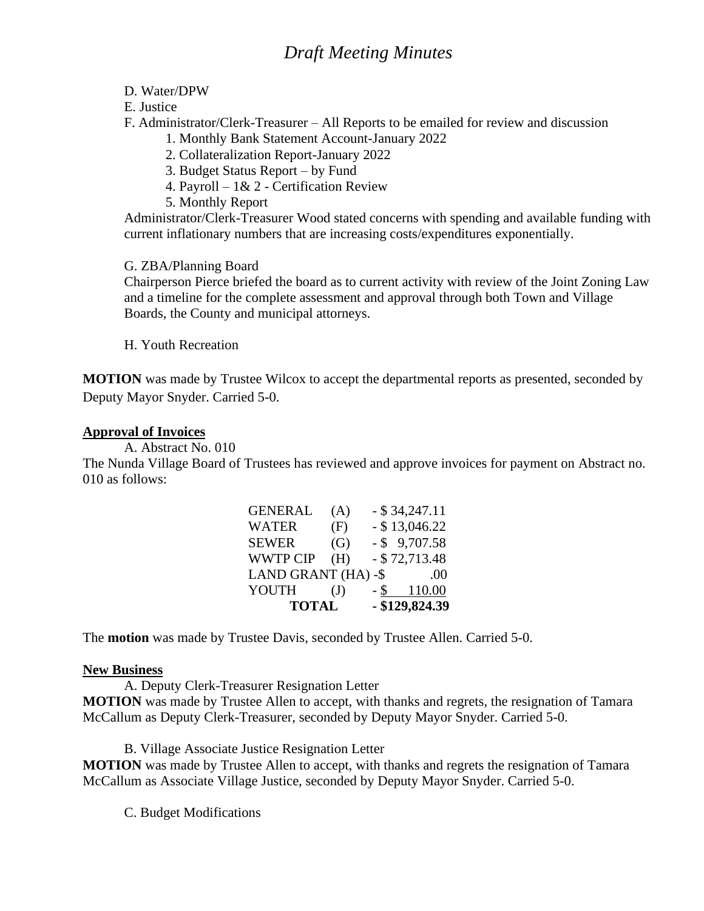D. Water/DPW

E. Justice

F. Administrator/Clerk-Treasurer – All Reports to be emailed for review and discussion

1. Monthly Bank Statement Account-January 2022
2. Collateralization Report-January 2022
3. Budget Status Report – by Fund
4. Payroll – 1& 2 - Certification Review
5. Monthly Report

Administrator/Clerk-Treasurer Wood stated concerns with spending and available funding with current inflationary numbers that are increasing costs/expenditures exponentially.

G. ZBA/Planning Board

Chairperson Pierce briefed the board as to current activity with review of the Joint Zoning Law and a timeline for the complete assessment and approval through both Town and Village Boards, the County and municipal attorneys.

H. Youth Recreation

**MOTION** was made by Trustee Wilcox to accept the departmental reports as presented, seconded by Deputy Mayor Snyder. Carried 5-0.

**Approval of Invoices**

A. Abstract No. 010

The Nunda Village Board of Trustees has reviewed and approve invoices for payment on Abstract no. 010 as follows:

| Fund | | Amount |
|---|---|---|
| GENERAL | (A) | - $ 34,247.11 |
| WATER | (F) | - $ 13,046.22 |
| SEWER | (G) | - $ 9,707.58 |
| WWTP CIP | (H) | - $ 72,713.48 |
| LAND GRANT | (HA) | -$ .00 |
| YOUTH | (J) | - $ 110.00 |
| **TOTAL** | | **- $129,824.39** |

The **motion** was made by Trustee Davis, seconded by Trustee Allen. Carried 5-0.

**New Business**

A. Deputy Clerk-Treasurer Resignation Letter

**MOTION** was made by Trustee Allen to accept, with thanks and regrets, the resignation of Tamara McCallum as Deputy Clerk-Treasurer, seconded by Deputy Mayor Snyder. Carried 5-0.

B. Village Associate Justice Resignation Letter

**MOTION** was made by Trustee Allen to accept, with thanks and regrets the resignation of Tamara McCallum as Associate Village Justice, seconded by Deputy Mayor Snyder. Carried 5-0.

C. Budget Modifications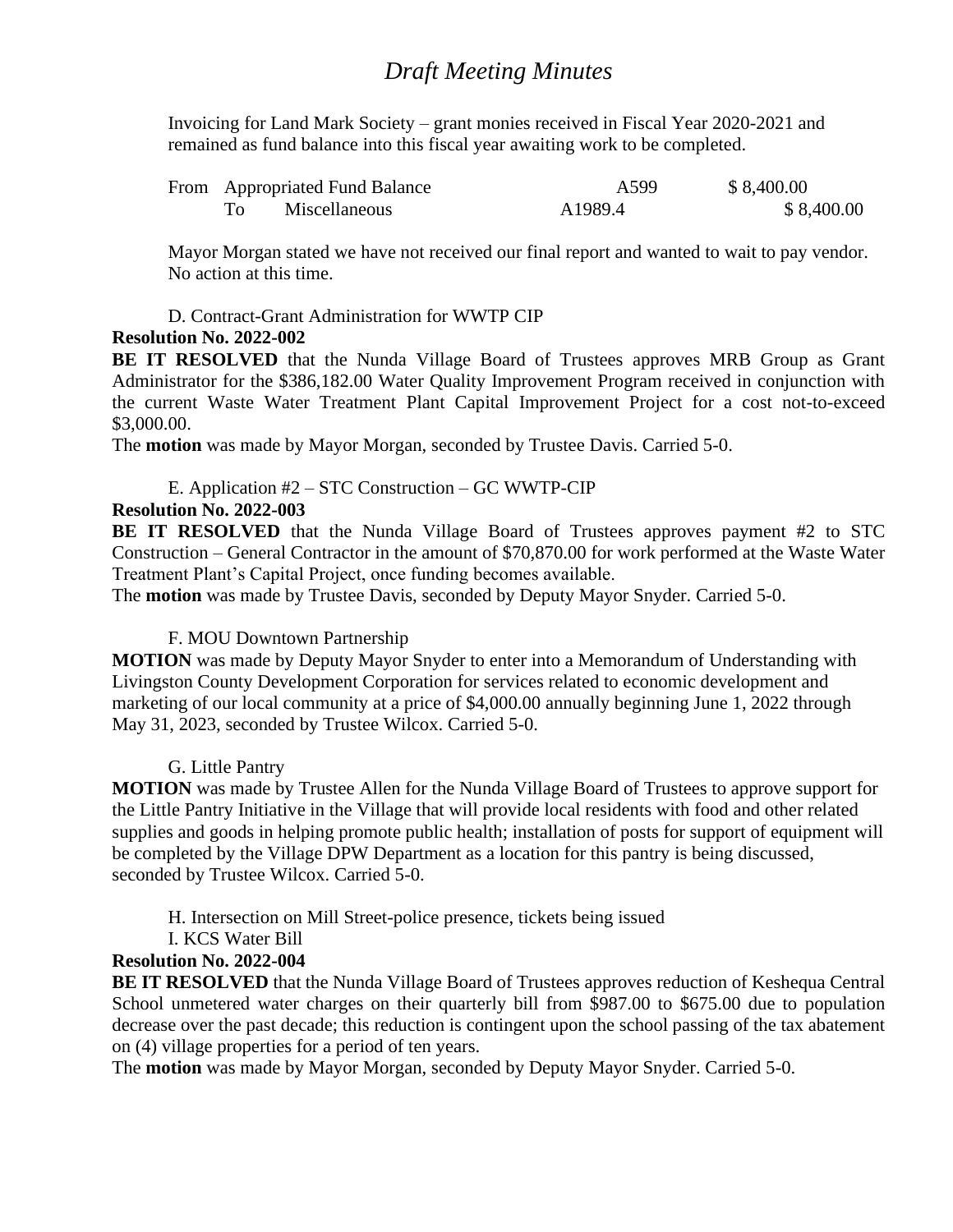# *Draft Meeting Minutes*

Invoicing for Land Mark Society – grant monies received in Fiscal Year 2020-2021 and remained as fund balance into this fiscal year awaiting work to be completed.

| | | | |
|---|---|---|---|
| From | Appropriated Fund Balance | A599 | $ 8,400.00 |
| To | Miscellaneous | A1989.4 | $ 8,400.00 |

Mayor Morgan stated we have not received our final report and wanted to wait to pay vendor. No action at this time.

D. Contract-Grant Administration for WWTP CIP

**Resolution No. 2022-002**

**BE IT RESOLVED** that the Nunda Village Board of Trustees approves MRB Group as Grant Administrator for the $386,182.00 Water Quality Improvement Program received in conjunction with the current Waste Water Treatment Plant Capital Improvement Project for a cost not-to-exceed $3,000.00.

The **motion** was made by Mayor Morgan, seconded by Trustee Davis. Carried 5-0.

E. Application #2 – STC Construction – GC WWTP-CIP

**Resolution No. 2022-003**

**BE IT RESOLVED** that the Nunda Village Board of Trustees approves payment #2 to STC Construction – General Contractor in the amount of $70,870.00 for work performed at the Waste Water Treatment Plant's Capital Project, once funding becomes available.

The **motion** was made by Trustee Davis, seconded by Deputy Mayor Snyder. Carried 5-0.

F. MOU Downtown Partnership

**MOTION** was made by Deputy Mayor Snyder to enter into a Memorandum of Understanding with Livingston County Development Corporation for services related to economic development and marketing of our local community at a price of $4,000.00 annually beginning June 1, 2022 through May 31, 2023, seconded by Trustee Wilcox. Carried 5-0.

G. Little Pantry

**MOTION** was made by Trustee Allen for the Nunda Village Board of Trustees to approve support for the Little Pantry Initiative in the Village that will provide local residents with food and other related supplies and goods in helping promote public health; installation of posts for support of equipment will be completed by the Village DPW Department as a location for this pantry is being discussed, seconded by Trustee Wilcox. Carried 5-0.

H. Intersection on Mill Street-police presence, tickets being issued

I. KCS Water Bill

**Resolution No. 2022-004**

**BE IT RESOLVED** that the Nunda Village Board of Trustees approves reduction of Keshequa Central School unmetered water charges on their quarterly bill from $987.00 to $675.00 due to population decrease over the past decade; this reduction is contingent upon the school passing of the tax abatement on (4) village properties for a period of ten years.

The **motion** was made by Mayor Morgan, seconded by Deputy Mayor Snyder. Carried 5-0.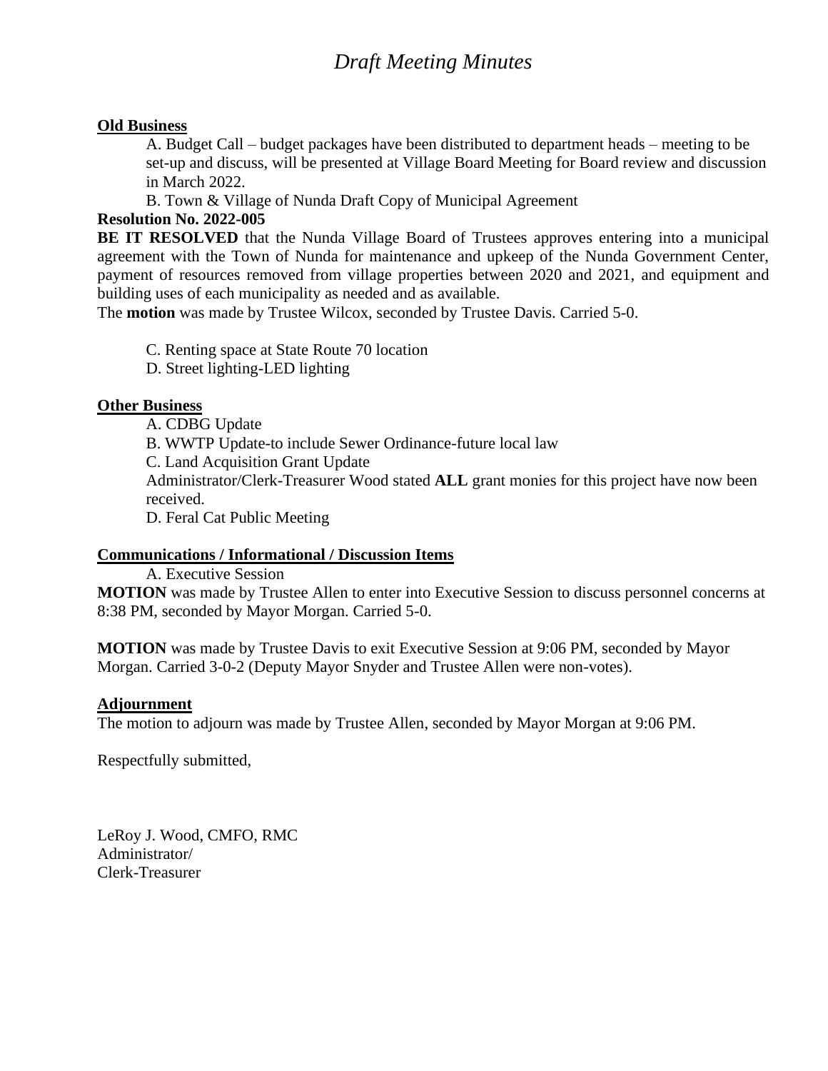*Draft Meeting Minutes*

**Old Business**

A. Budget Call – budget packages have been distributed to department heads – meeting to be set-up and discuss, will be presented at Village Board Meeting for Board review and discussion in March 2022.

B. Town & Village of Nunda Draft Copy of Municipal Agreement

**Resolution No. 2022-005**

**BE IT RESOLVED** that the Nunda Village Board of Trustees approves entering into a municipal agreement with the Town of Nunda for maintenance and upkeep of the Nunda Government Center, payment of resources removed from village properties between 2020 and 2021, and equipment and building uses of each municipality as needed and as available.

The **motion** was made by Trustee Wilcox, seconded by Trustee Davis. Carried 5-0.

C. Renting space at State Route 70 location

D. Street lighting-LED lighting

**Other Business**

A. CDBG Update

B. WWTP Update-to include Sewer Ordinance-future local law

C. Land Acquisition Grant Update

Administrator/Clerk-Treasurer Wood stated **ALL** grant monies for this project have now been received.

D. Feral Cat Public Meeting

**Communications / Informational / Discussion Items**

A. Executive Session

**MOTION** was made by Trustee Allen to enter into Executive Session to discuss personnel concerns at 8:38 PM, seconded by Mayor Morgan. Carried 5-0.

**MOTION** was made by Trustee Davis to exit Executive Session at 9:06 PM, seconded by Mayor Morgan. Carried 3-0-2 (Deputy Mayor Snyder and Trustee Allen were non-votes).

**Adjournment**

The motion to adjourn was made by Trustee Allen, seconded by Mayor Morgan at 9:06 PM.

Respectfully submitted,

LeRoy J. Wood, CMFO, RMC
Administrator/
Clerk-Treasurer